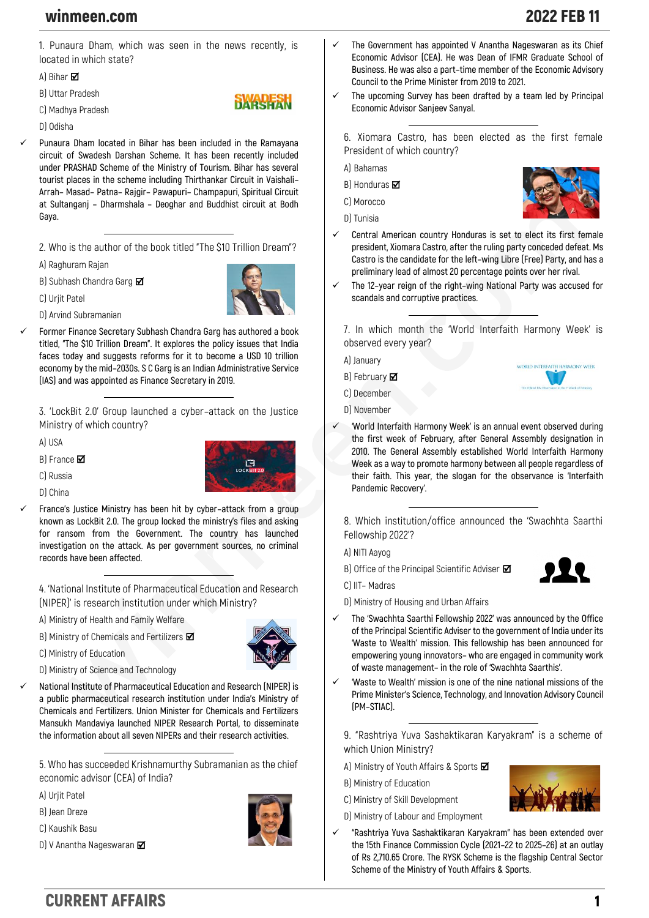1. Punaura Dham, which was seen in the news recently, is located in which state?

A) Bihar ☑

B) Uttar Pradesh

C) Madhya Pradesh

D) Odisha

✓ Punaura Dham located in Bihar has been included in the Ramayana circuit of Swadesh Darshan Scheme. It has been recently included under PRASHAD Scheme of the Ministry of Tourism. Bihar has several tourist places in the scheme including Thirthankar Circuit in Vaishali- Arrah- Masad- Patna- Rajgir- Pawapuri- Champapuri, Spiritual Circuit at Sultanganj – Dharmshala – Deoghar and Buddhist circuit at Bodh Gaya.

---

2. Who is the author of the book titled "The $10 Trillion Dream"?

A) Raghuram Rajan

B) Subhash Chandra Garg ☑

C) Urjit Patel

D) Arvind Subramanian

✓ Former Finance Secretary Subhash Chandra Garg has authored a book titled, "The $10 Trillion Dream". It explores the policy issues that India faces today and suggests reforms for it to become a USD 10 trillion economy by the mid-2030s. S C Garg is an Indian Administrative Service (IAS) and was appointed as Finance Secretary in 2019.

---

3. 'LockBit 2.0' Group launched a cyber-attack on the Justice Ministry of which country?

A) USA

B) France ☑

C) Russia

D) China

✓ France's Justice Ministry has been hit by cyber-attack from a group known as LockBit 2.0. The group locked the ministry's files and asking for ransom from the Government. The country has launched investigation on the attack. As per government sources, no criminal records have been affected.

---

4. 'National Institute of Pharmaceutical Education and Research (NIPER)' is research institution under which Ministry?

A) Ministry of Health and Family Welfare

B) Ministry of Chemicals and Fertilizers ☑

C) Ministry of Education

D) Ministry of Science and Technology

✓ National Institute of Pharmaceutical Education and Research (NIPER) is a public pharmaceutical research institution under India's Ministry of Chemicals and Fertilizers. Union Minister for Chemicals and Fertilizers Mansukh Mandaviya launched NIPER Research Portal, to disseminate the information about all seven NIPERs and their research activities.

---

5. Who has succeeded Krishnamurthy Subramanian as the chief economic advisor (CEA) of India?

A) Urjit Patel

B) Jean Dreze

C) Kaushik Basu

D) V Anantha Nageswaran ☑

✓ The Government has appointed V Anantha Nageswaran as its Chief Economic Advisor (CEA). He was Dean of IFMR Graduate School of Business. He was also a part-time member of the Economic Advisory Council to the Prime Minister from 2019 to 2021.

✓ The upcoming Survey has been drafted by a team led by Principal Economic Advisor Sanjeev Sanyal.

---

6. Xiomara Castro, has been elected as the first female President of which country?

A) Bahamas

B) Honduras ☑

C) Morocco

D) Tunisia

✓ Central American country Honduras is set to elect its first female president, Xiomara Castro, after the ruling party conceded defeat. Ms Castro is the candidate for the left-wing Libre (Free) Party, and has a preliminary lead of almost 20 percentage points over her rival.

✓ The 12-year reign of the right-wing National Party was accused for scandals and corruptive practices.

---

7. In which month the 'World Interfaith Harmony Week' is observed every year?

A) January

B) February ☑

C) December

D) November

✓ 'World Interfaith Harmony Week' is an annual event observed during the first week of February, after General Assembly designation in 2010. The General Assembly established World Interfaith Harmony Week as a way to promote harmony between all people regardless of their faith. This year, the slogan for the observance is 'Interfaith Pandemic Recovery'.

---

8. Which institution/office announced the 'Swachhta Saarthi Fellowship 2022'?

A) NITI Aayog

B) Office of the Principal Scientific Adviser ☑

C) IIT- Madras

D) Ministry of Housing and Urban Affairs

✓ The 'Swachhta Saarthi Fellowship 2022' was announced by the Office of the Principal Scientific Adviser to the government of India under its 'Waste to Wealth' mission. This fellowship has been announced for empowering young innovators- who are engaged in community work of waste management- in the role of 'Swachhta Saarthis'.

✓ 'Waste to Wealth' mission is one of the nine national missions of the Prime Minister's Science, Technology, and Innovation Advisory Council (PM-STIAC).

---

9. "Rashtriya Yuva Sashaktikaran Karyakram" is a scheme of which Union Ministry?

A) Ministry of Youth Affairs & Sports ☑

B) Ministry of Education

C) Ministry of Skill Development

D) Ministry of Labour and Employment

✓ "Rashtriya Yuva Sashaktikaran Karyakram" has been extended over the 15th Finance Commission Cycle (2021-22 to 2025-26) at an outlay of Rs 2,710.65 Crore. The RYSK Scheme is the flagship Central Sector Scheme of the Ministry of Youth Affairs & Sports.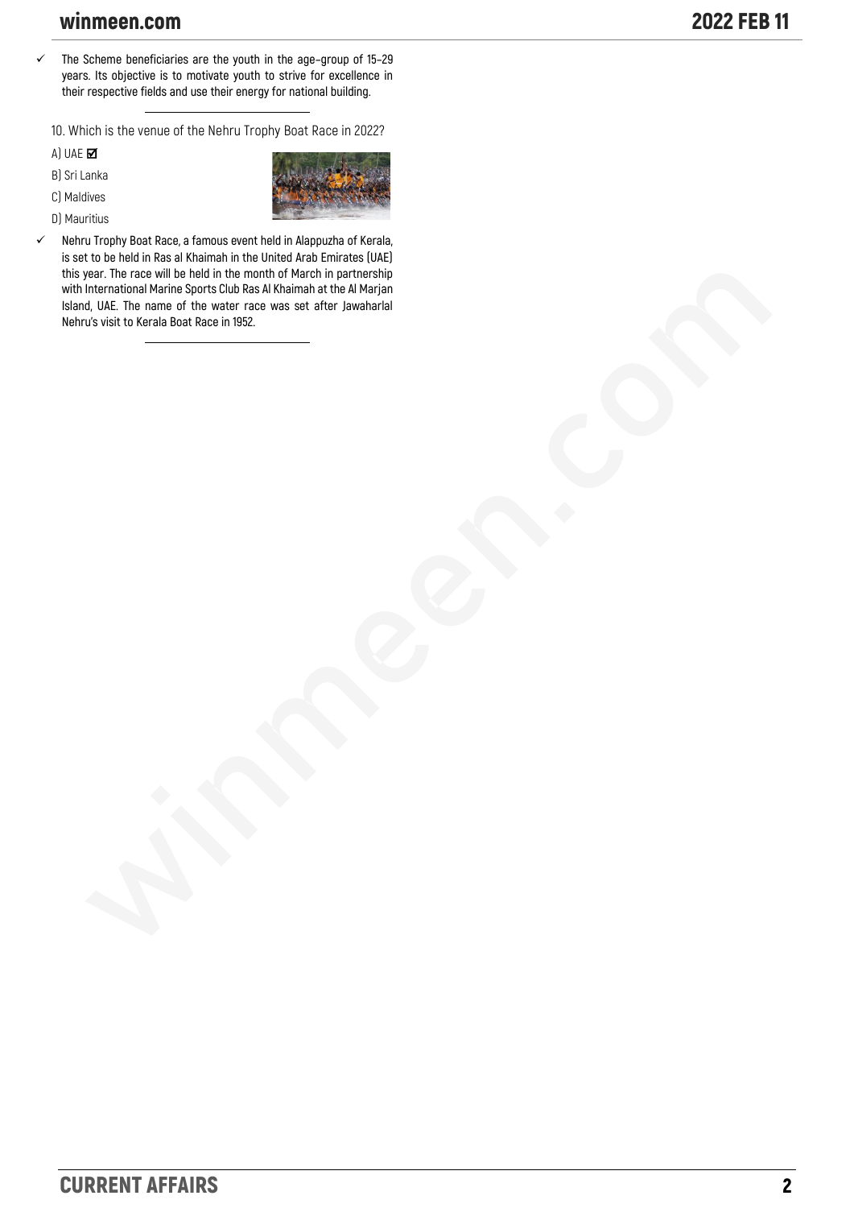- ✓ The Scheme beneficiaries are the youth in the age-group of 15-29 years. Its objective is to motivate youth to strive for excellence in their respective fields and use their energy for national building.

---

10. Which is the venue of the Nehru Trophy Boat Race in 2022?

A) UAE ☑

B) Sri Lanka

C) Maldives

D) Mauritius

- ✓ Nehru Trophy Boat Race, a famous event held in Alappuzha of Kerala, is set to be held in Ras al Khaimah in the United Arab Emirates (UAE) this year. The race will be held in the month of March in partnership with International Marine Sports Club Ras Al Khaimah at the Al Marjan Island, UAE. The name of the water race was set after Jawaharlal Nehru's visit to Kerala Boat Race in 1952.

---